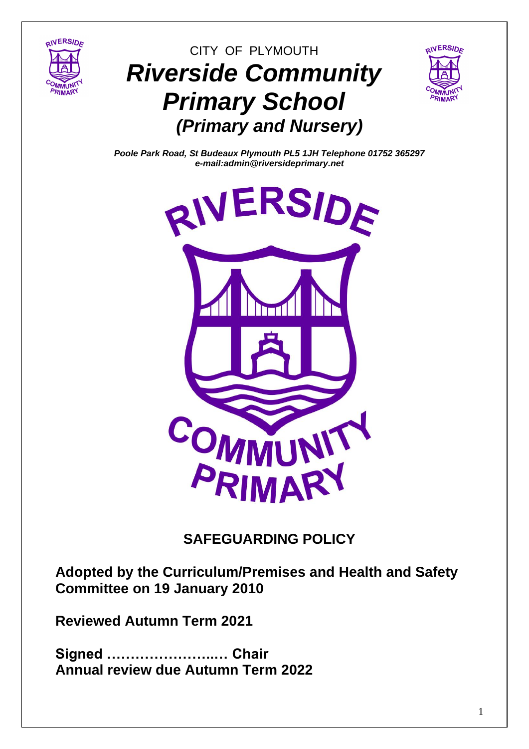CITY OF PLYMOUTH

# *Riverside Community Primary School*

## *(Primary and Nursery)*

***Poole Park Road, St Budeaux Plymouth PL5 1JH Telephone 01752 365297***
***e-mail:admin@riversideprimary.net***

## SAFEGUARDING POLICY

**Adopted by the Curriculum/Premises and Health and Safety Committee on 19 January 2010**

**Reviewed Autumn Term 2021**

**Signed …………………..… Chair**
**Annual review due Autumn Term 2022**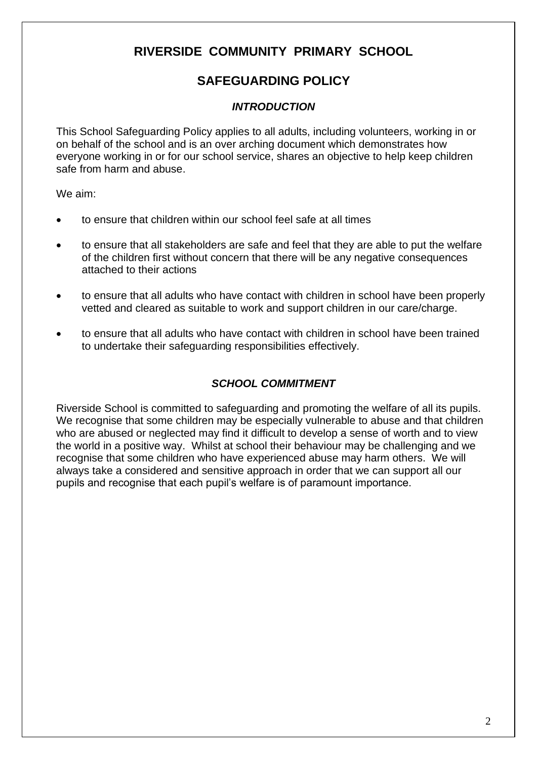# RIVERSIDE COMMUNITY PRIMARY SCHOOL

## SAFEGUARDING POLICY

### *INTRODUCTION*

This School Safeguarding Policy applies to all adults, including volunteers, working in or on behalf of the school and is an over arching document which demonstrates how everyone working in or for our school service, shares an objective to help keep children safe from harm and abuse.

We aim:

- to ensure that children within our school feel safe at all times
- to ensure that all stakeholders are safe and feel that they are able to put the welfare of the children first without concern that there will be any negative consequences attached to their actions
- to ensure that all adults who have contact with children in school have been properly vetted and cleared as suitable to work and support children in our care/charge.
- to ensure that all adults who have contact with children in school have been trained to undertake their safeguarding responsibilities effectively.

### *SCHOOL COMMITMENT*

Riverside School is committed to safeguarding and promoting the welfare of all its pupils. We recognise that some children may be especially vulnerable to abuse and that children who are abused or neglected may find it difficult to develop a sense of worth and to view the world in a positive way. Whilst at school their behaviour may be challenging and we recognise that some children who have experienced abuse may harm others. We will always take a considered and sensitive approach in order that we can support all our pupils and recognise that each pupil's welfare is of paramount importance.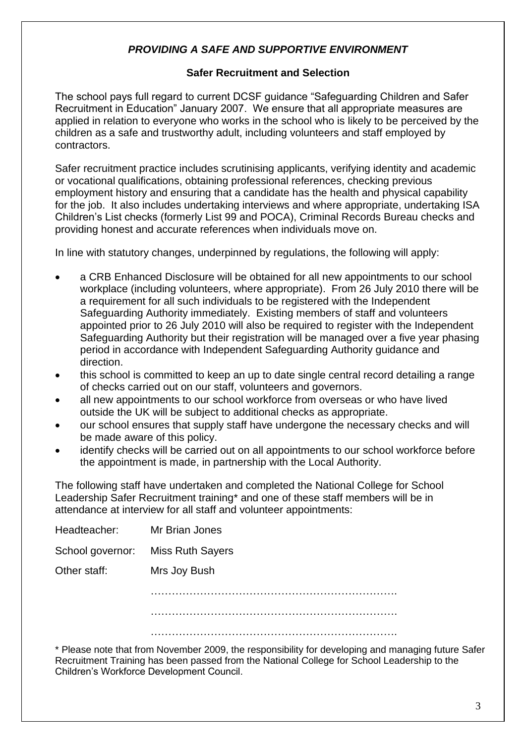## *PROVIDING A SAFE AND SUPPORTIVE ENVIRONMENT*

### Safer Recruitment and Selection

The school pays full regard to current DCSF guidance "Safeguarding Children and Safer Recruitment in Education" January 2007. We ensure that all appropriate measures are applied in relation to everyone who works in the school who is likely to be perceived by the children as a safe and trustworthy adult, including volunteers and staff employed by contractors.

Safer recruitment practice includes scrutinising applicants, verifying identity and academic or vocational qualifications, obtaining professional references, checking previous employment history and ensuring that a candidate has the health and physical capability for the job. It also includes undertaking interviews and where appropriate, undertaking ISA Children's List checks (formerly List 99 and POCA), Criminal Records Bureau checks and providing honest and accurate references when individuals move on.

In line with statutory changes, underpinned by regulations, the following will apply:

- a CRB Enhanced Disclosure will be obtained for all new appointments to our school workplace (including volunteers, where appropriate). From 26 July 2010 there will be a requirement for all such individuals to be registered with the Independent Safeguarding Authority immediately. Existing members of staff and volunteers appointed prior to 26 July 2010 will also be required to register with the Independent Safeguarding Authority but their registration will be managed over a five year phasing period in accordance with Independent Safeguarding Authority guidance and direction.
- this school is committed to keep an up to date single central record detailing a range of checks carried out on our staff, volunteers and governors.
- all new appointments to our school workforce from overseas or who have lived outside the UK will be subject to additional checks as appropriate.
- our school ensures that supply staff have undergone the necessary checks and will be made aware of this policy.
- identify checks will be carried out on all appointments to our school workforce before the appointment is made, in partnership with the Local Authority.

The following staff have undertaken and completed the National College for School Leadership Safer Recruitment training* and one of these staff members will be in attendance at interview for all staff and volunteer appointments:

Headteacher: Mr Brian Jones

School governor: Miss Ruth Sayers

Other staff: Mrs Joy Bush

……………………………………………………………….

……………………………………………………………….

……………………………………………………………….

* Please note that from November 2009, the responsibility for developing and managing future Safer Recruitment Training has been passed from the National College for School Leadership to the Children's Workforce Development Council.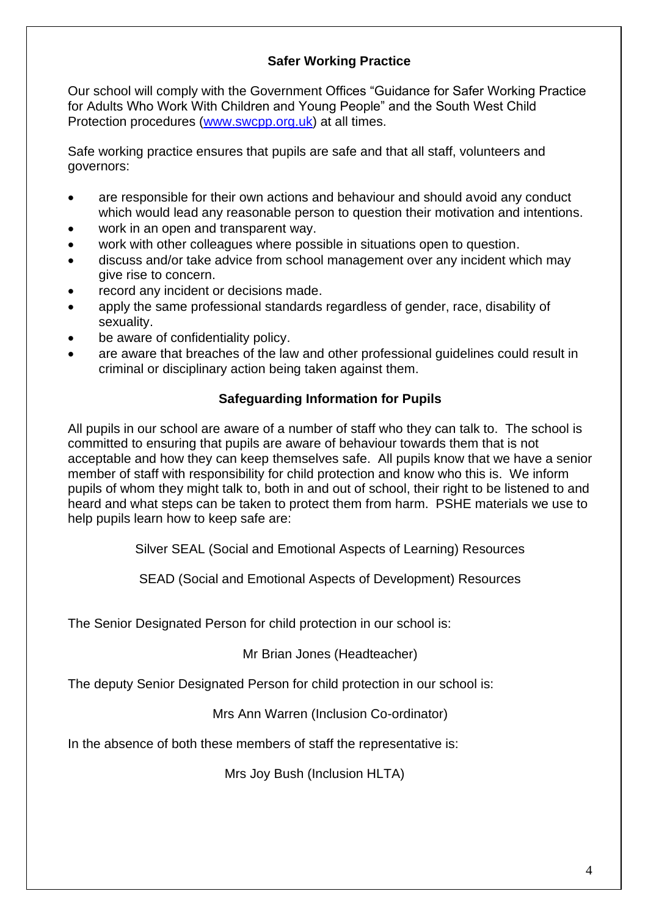## Safer Working Practice

Our school will comply with the Government Offices "Guidance for Safer Working Practice for Adults Who Work With Children and Young People" and the South West Child Protection procedures (www.swcpp.org.uk) at all times.

Safe working practice ensures that pupils are safe and that all staff, volunteers and governors:

- are responsible for their own actions and behaviour and should avoid any conduct which would lead any reasonable person to question their motivation and intentions.
- work in an open and transparent way.
- work with other colleagues where possible in situations open to question.
- discuss and/or take advice from school management over any incident which may give rise to concern.
- record any incident or decisions made.
- apply the same professional standards regardless of gender, race, disability of sexuality.
- be aware of confidentiality policy.
- are aware that breaches of the law and other professional guidelines could result in criminal or disciplinary action being taken against them.

## Safeguarding Information for Pupils

All pupils in our school are aware of a number of staff who they can talk to. The school is committed to ensuring that pupils are aware of behaviour towards them that is not acceptable and how they can keep themselves safe. All pupils know that we have a senior member of staff with responsibility for child protection and know who this is. We inform pupils of whom they might talk to, both in and out of school, their right to be listened to and heard and what steps can be taken to protect them from harm. PSHE materials we use to help pupils learn how to keep safe are:

Silver SEAL (Social and Emotional Aspects of Learning) Resources

SEAD (Social and Emotional Aspects of Development) Resources

The Senior Designated Person for child protection in our school is:

Mr Brian Jones (Headteacher)

The deputy Senior Designated Person for child protection in our school is:

Mrs Ann Warren (Inclusion Co-ordinator)

In the absence of both these members of staff the representative is:

Mrs Joy Bush (Inclusion HLTA)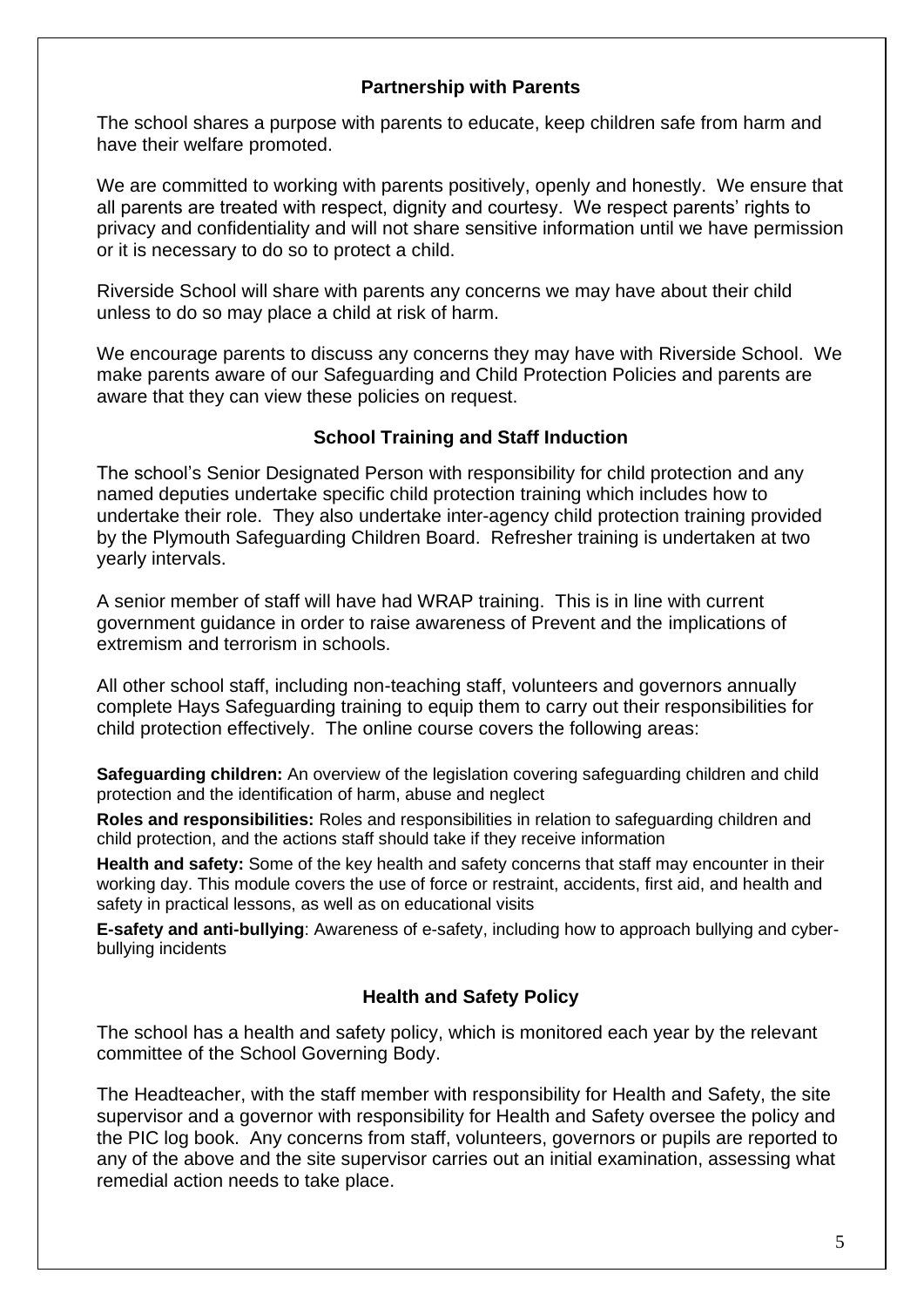## Partnership with Parents

The school shares a purpose with parents to educate, keep children safe from harm and have their welfare promoted.

We are committed to working with parents positively, openly and honestly. We ensure that all parents are treated with respect, dignity and courtesy. We respect parents' rights to privacy and confidentiality and will not share sensitive information until we have permission or it is necessary to do so to protect a child.

Riverside School will share with parents any concerns we may have about their child unless to do so may place a child at risk of harm.

We encourage parents to discuss any concerns they may have with Riverside School. We make parents aware of our Safeguarding and Child Protection Policies and parents are aware that they can view these policies on request.

## School Training and Staff Induction

The school's Senior Designated Person with responsibility for child protection and any named deputies undertake specific child protection training which includes how to undertake their role. They also undertake inter-agency child protection training provided by the Plymouth Safeguarding Children Board. Refresher training is undertaken at two yearly intervals.

A senior member of staff will have had WRAP training. This is in line with current government guidance in order to raise awareness of Prevent and the implications of extremism and terrorism in schools.

All other school staff, including non-teaching staff, volunteers and governors annually complete Hays Safeguarding training to equip them to carry out their responsibilities for child protection effectively. The online course covers the following areas:

**Safeguarding children:** An overview of the legislation covering safeguarding children and child protection and the identification of harm, abuse and neglect

**Roles and responsibilities:** Roles and responsibilities in relation to safeguarding children and child protection, and the actions staff should take if they receive information

**Health and safety:** Some of the key health and safety concerns that staff may encounter in their working day. This module covers the use of force or restraint, accidents, first aid, and health and safety in practical lessons, as well as on educational visits

**E-safety and anti-bullying**: Awareness of e-safety, including how to approach bullying and cyber-bullying incidents

## Health and Safety Policy

The school has a health and safety policy, which is monitored each year by the relevant committee of the School Governing Body.

The Headteacher, with the staff member with responsibility for Health and Safety, the site supervisor and a governor with responsibility for Health and Safety oversee the policy and the PIC log book. Any concerns from staff, volunteers, governors or pupils are reported to any of the above and the site supervisor carries out an initial examination, assessing what remedial action needs to take place.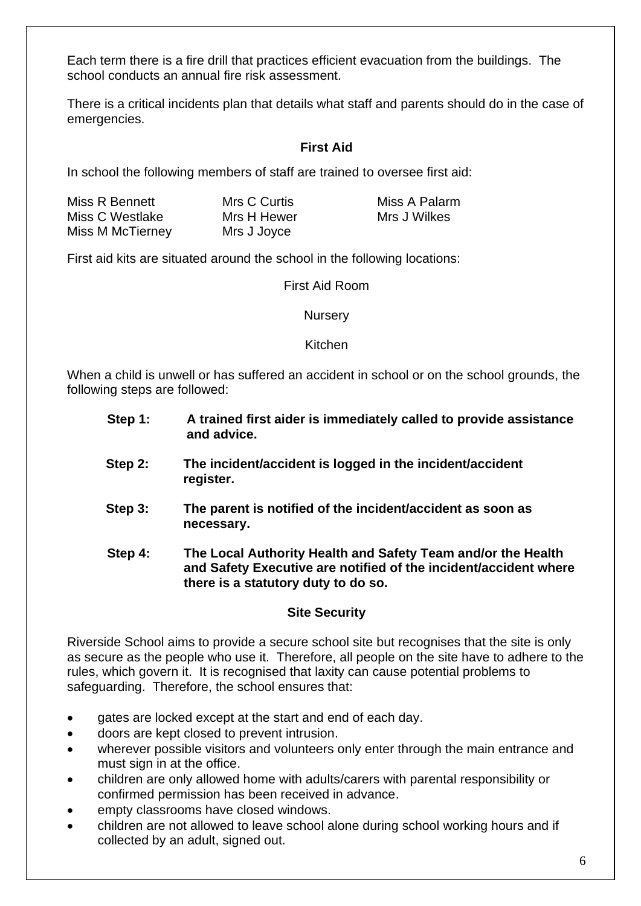Each term there is a fire drill that practices efficient evacuation from the buildings. The school conducts an annual fire risk assessment.

There is a critical incidents plan that details what staff and parents should do in the case of emergencies.

## First Aid

In school the following members of staff are trained to oversee first aid:

| | | |
|---|---|---|
| Miss R Bennett | Mrs C Curtis | Miss A Palarm |
| Miss C Westlake | Mrs H Hewer | Mrs J Wilkes |
| Miss M McTierney | Mrs J Joyce | |

First aid kits are situated around the school in the following locations:

First Aid Room

Nursery

Kitchen

When a child is unwell or has suffered an accident in school or on the school grounds, the following steps are followed:

**Step 1:** **A trained first aider is immediately called to provide assistance and advice.**

**Step 2:** **The incident/accident is logged in the incident/accident register.**

**Step 3:** **The parent is notified of the incident/accident as soon as necessary.**

**Step 4:** **The Local Authority Health and Safety Team and/or the Health and Safety Executive are notified of the incident/accident where there is a statutory duty to do so.**

## Site Security

Riverside School aims to provide a secure school site but recognises that the site is only as secure as the people who use it. Therefore, all people on the site have to adhere to the rules, which govern it. It is recognised that laxity can cause potential problems to safeguarding. Therefore, the school ensures that:

- gates are locked except at the start and end of each day.
- doors are kept closed to prevent intrusion.
- wherever possible visitors and volunteers only enter through the main entrance and must sign in at the office.
- children are only allowed home with adults/carers with parental responsibility or confirmed permission has been received in advance.
- empty classrooms have closed windows.
- children are not allowed to leave school alone during school working hours and if collected by an adult, signed out.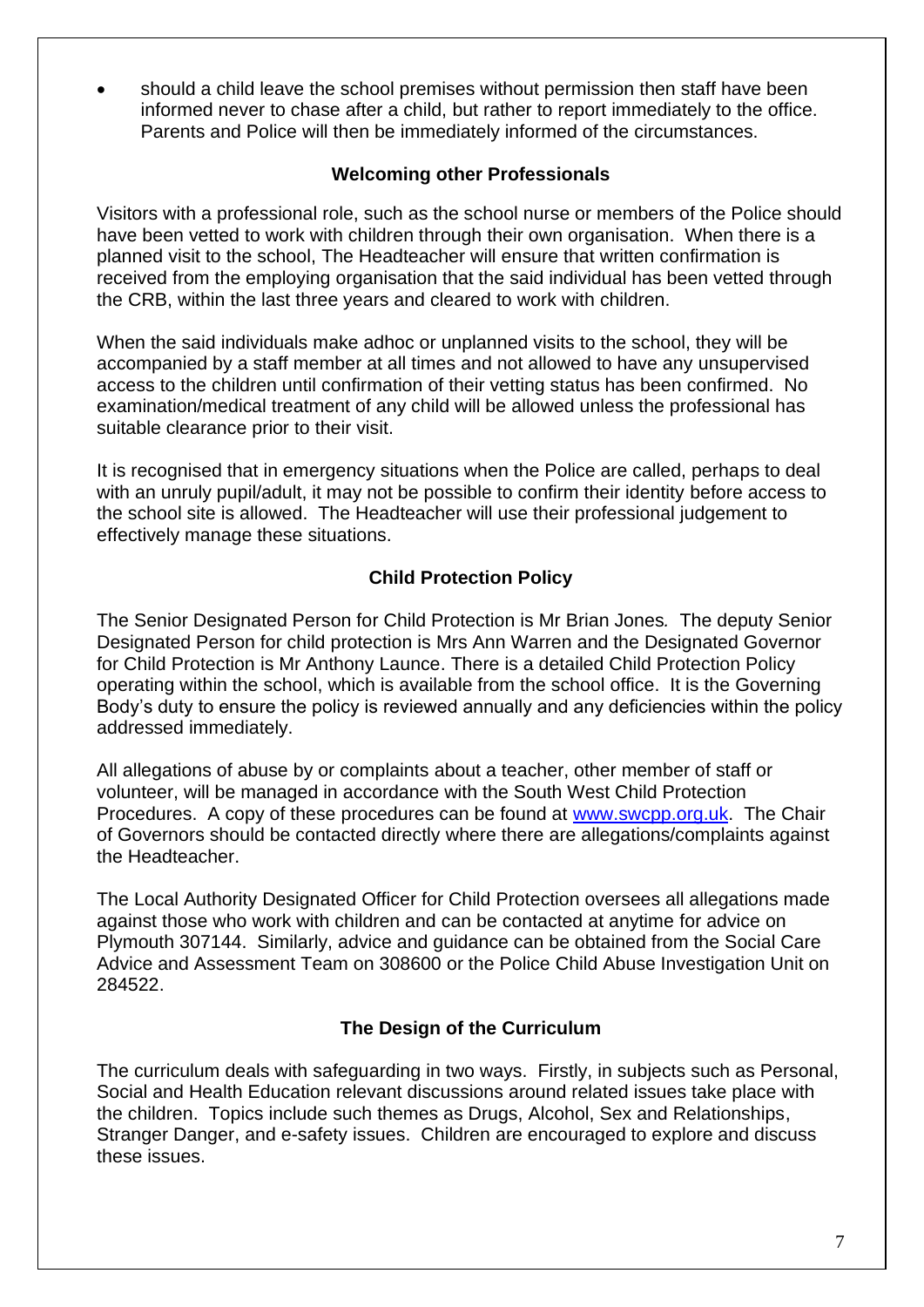- should a child leave the school premises without permission then staff have been informed never to chase after a child, but rather to report immediately to the office. Parents and Police will then be immediately informed of the circumstances.

## Welcoming other Professionals

Visitors with a professional role, such as the school nurse or members of the Police should have been vetted to work with children through their own organisation. When there is a planned visit to the school, The Headteacher will ensure that written confirmation is received from the employing organisation that the said individual has been vetted through the CRB, within the last three years and cleared to work with children.

When the said individuals make adhoc or unplanned visits to the school, they will be accompanied by a staff member at all times and not allowed to have any unsupervised access to the children until confirmation of their vetting status has been confirmed. No examination/medical treatment of any child will be allowed unless the professional has suitable clearance prior to their visit.

It is recognised that in emergency situations when the Police are called, perhaps to deal with an unruly pupil/adult, it may not be possible to confirm their identity before access to the school site is allowed. The Headteacher will use their professional judgement to effectively manage these situations.

## Child Protection Policy

The Senior Designated Person for Child Protection is Mr Brian Jones*.* The deputy Senior Designated Person for child protection is Mrs Ann Warren and the Designated Governor for Child Protection is Mr Anthony Launce. There is a detailed Child Protection Policy operating within the school, which is available from the school office. It is the Governing Body's duty to ensure the policy is reviewed annually and any deficiencies within the policy addressed immediately.

All allegations of abuse by or complaints about a teacher, other member of staff or volunteer, will be managed in accordance with the South West Child Protection Procedures. A copy of these procedures can be found at [www.swcpp.org.uk](http://www.swcpp.org.uk). The Chair of Governors should be contacted directly where there are allegations/complaints against the Headteacher.

The Local Authority Designated Officer for Child Protection oversees all allegations made against those who work with children and can be contacted at anytime for advice on Plymouth 307144. Similarly, advice and guidance can be obtained from the Social Care Advice and Assessment Team on 308600 or the Police Child Abuse Investigation Unit on 284522.

## The Design of the Curriculum

The curriculum deals with safeguarding in two ways. Firstly, in subjects such as Personal, Social and Health Education relevant discussions around related issues take place with the children. Topics include such themes as Drugs, Alcohol, Sex and Relationships, Stranger Danger, and e-safety issues. Children are encouraged to explore and discuss these issues.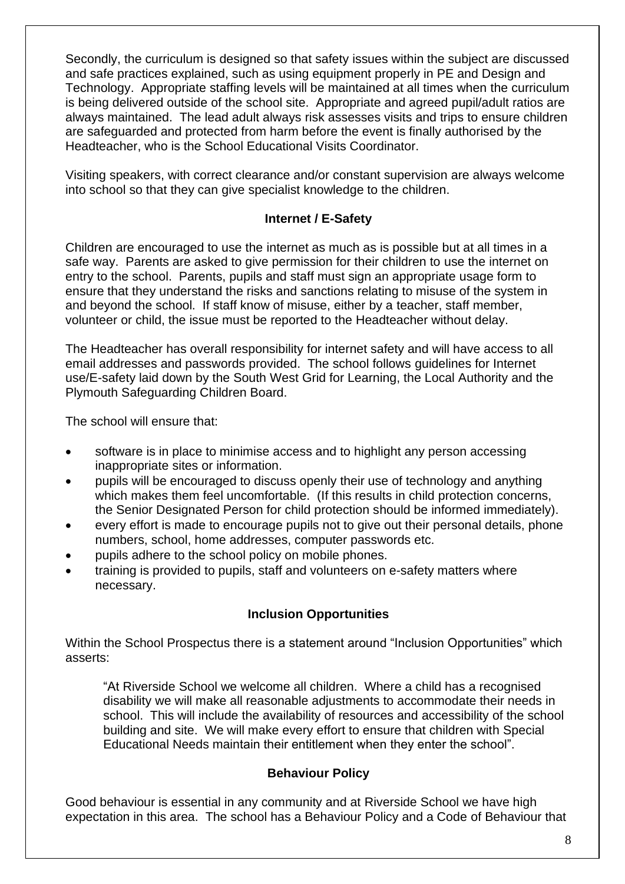Secondly, the curriculum is designed so that safety issues within the subject are discussed and safe practices explained, such as using equipment properly in PE and Design and Technology. Appropriate staffing levels will be maintained at all times when the curriculum is being delivered outside of the school site. Appropriate and agreed pupil/adult ratios are always maintained. The lead adult always risk assesses visits and trips to ensure children are safeguarded and protected from harm before the event is finally authorised by the Headteacher, who is the School Educational Visits Coordinator.

Visiting speakers, with correct clearance and/or constant supervision are always welcome into school so that they can give specialist knowledge to the children.

### Internet / E-Safety

Children are encouraged to use the internet as much as is possible but at all times in a safe way. Parents are asked to give permission for their children to use the internet on entry to the school. Parents, pupils and staff must sign an appropriate usage form to ensure that they understand the risks and sanctions relating to misuse of the system in and beyond the school. If staff know of misuse, either by a teacher, staff member, volunteer or child, the issue must be reported to the Headteacher without delay.

The Headteacher has overall responsibility for internet safety and will have access to all email addresses and passwords provided. The school follows guidelines for Internet use/E-safety laid down by the South West Grid for Learning, the Local Authority and the Plymouth Safeguarding Children Board.

The school will ensure that:

- software is in place to minimise access and to highlight any person accessing inappropriate sites or information.
- pupils will be encouraged to discuss openly their use of technology and anything which makes them feel uncomfortable. (If this results in child protection concerns, the Senior Designated Person for child protection should be informed immediately).
- every effort is made to encourage pupils not to give out their personal details, phone numbers, school, home addresses, computer passwords etc.
- pupils adhere to the school policy on mobile phones.
- training is provided to pupils, staff and volunteers on e-safety matters where necessary.

### Inclusion Opportunities

Within the School Prospectus there is a statement around "Inclusion Opportunities" which asserts:

> "At Riverside School we welcome all children. Where a child has a recognised disability we will make all reasonable adjustments to accommodate their needs in school. This will include the availability of resources and accessibility of the school building and site. We will make every effort to ensure that children with Special Educational Needs maintain their entitlement when they enter the school".

### Behaviour Policy

Good behaviour is essential in any community and at Riverside School we have high expectation in this area. The school has a Behaviour Policy and a Code of Behaviour that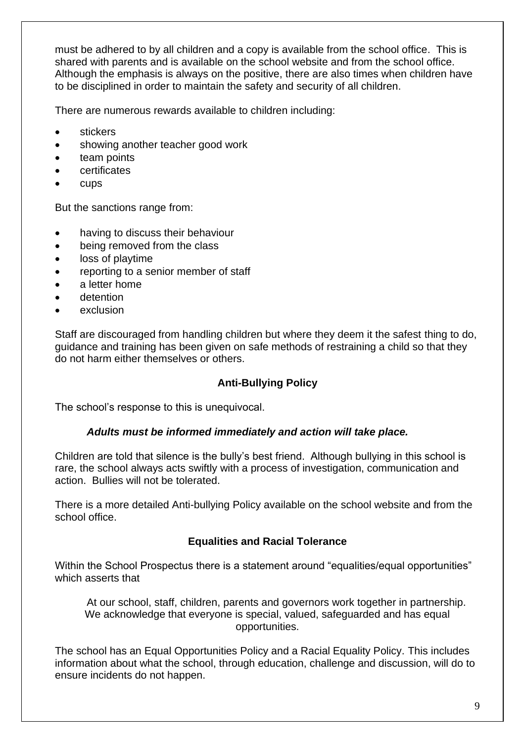must be adhered to by all children and a copy is available from the school office. This is shared with parents and is available on the school website and from the school office. Although the emphasis is always on the positive, there are also times when children have to be disciplined in order to maintain the safety and security of all children.

There are numerous rewards available to children including:

- stickers
- showing another teacher good work
- team points
- certificates
- cups

But the sanctions range from:

- having to discuss their behaviour
- being removed from the class
- loss of playtime
- reporting to a senior member of staff
- a letter home
- detention
- exclusion

Staff are discouraged from handling children but where they deem it the safest thing to do, guidance and training has been given on safe methods of restraining a child so that they do not harm either themselves or others.

## Anti-Bullying Policy

The school's response to this is unequivocal.

***Adults must be informed immediately and action will take place.***

Children are told that silence is the bully's best friend. Although bullying in this school is rare, the school always acts swiftly with a process of investigation, communication and action. Bullies will not be tolerated.

There is a more detailed Anti-bullying Policy available on the school website and from the school office.

## Equalities and Racial Tolerance

Within the School Prospectus there is a statement around "equalities/equal opportunities" which asserts that

> At our school, staff, children, parents and governors work together in partnership. We acknowledge that everyone is special, valued, safeguarded and has equal opportunities.

The school has an Equal Opportunities Policy and a Racial Equality Policy. This includes information about what the school, through education, challenge and discussion, will do to ensure incidents do not happen.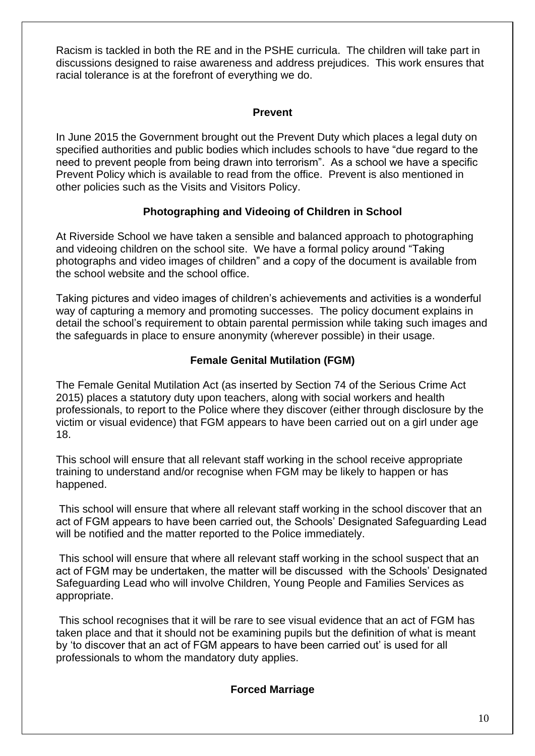Racism is tackled in both the RE and in the PSHE curricula. The children will take part in discussions designed to raise awareness and address prejudices. This work ensures that racial tolerance is at the forefront of everything we do.

### Prevent

In June 2015 the Government brought out the Prevent Duty which places a legal duty on specified authorities and public bodies which includes schools to have "due regard to the need to prevent people from being drawn into terrorism". As a school we have a specific Prevent Policy which is available to read from the office. Prevent is also mentioned in other policies such as the Visits and Visitors Policy.

### Photographing and Videoing of Children in School

At Riverside School we have taken a sensible and balanced approach to photographing and videoing children on the school site. We have a formal policy around "Taking photographs and video images of children" and a copy of the document is available from the school website and the school office.

Taking pictures and video images of children's achievements and activities is a wonderful way of capturing a memory and promoting successes. The policy document explains in detail the school's requirement to obtain parental permission while taking such images and the safeguards in place to ensure anonymity (wherever possible) in their usage.

### Female Genital Mutilation (FGM)

The Female Genital Mutilation Act (as inserted by Section 74 of the Serious Crime Act 2015) places a statutory duty upon teachers, along with social workers and health professionals, to report to the Police where they discover (either through disclosure by the victim or visual evidence) that FGM appears to have been carried out on a girl under age 18.

This school will ensure that all relevant staff working in the school receive appropriate training to understand and/or recognise when FGM may be likely to happen or has happened.

This school will ensure that where all relevant staff working in the school discover that an act of FGM appears to have been carried out, the Schools' Designated Safeguarding Lead will be notified and the matter reported to the Police immediately.

This school will ensure that where all relevant staff working in the school suspect that an act of FGM may be undertaken, the matter will be discussed with the Schools' Designated Safeguarding Lead who will involve Children, Young People and Families Services as appropriate.

This school recognises that it will be rare to see visual evidence that an act of FGM has taken place and that it should not be examining pupils but the definition of what is meant by 'to discover that an act of FGM appears to have been carried out' is used for all professionals to whom the mandatory duty applies.

### Forced Marriage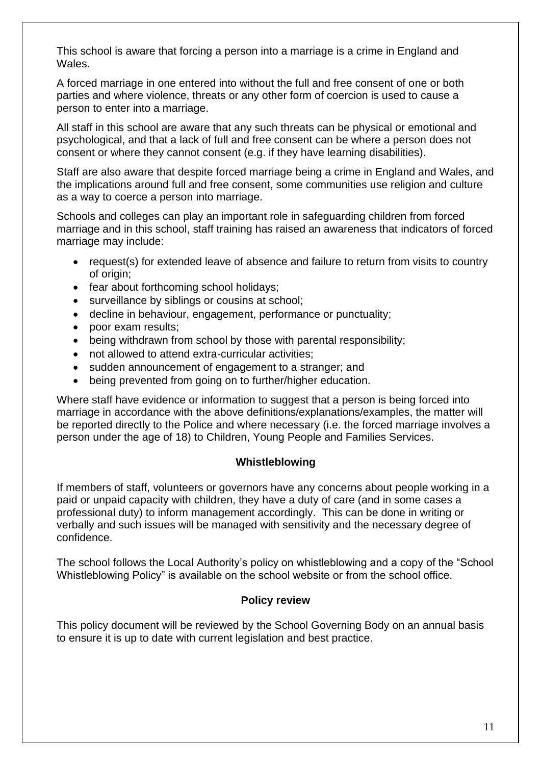This school is aware that forcing a person into a marriage is a crime in England and Wales.

A forced marriage in one entered into without the full and free consent of one or both parties and where violence, threats or any other form of coercion is used to cause a person to enter into a marriage.

All staff in this school are aware that any such threats can be physical or emotional and psychological, and that a lack of full and free consent can be where a person does not consent or where they cannot consent (e.g. if they have learning disabilities).

Staff are also aware that despite forced marriage being a crime in England and Wales, and the implications around full and free consent, some communities use religion and culture as a way to coerce a person into marriage.

Schools and colleges can play an important role in safeguarding children from forced marriage and in this school, staff training has raised an awareness that indicators of forced marriage may include:

- request(s) for extended leave of absence and failure to return from visits to country of origin;
- fear about forthcoming school holidays;
- surveillance by siblings or cousins at school;
- decline in behaviour, engagement, performance or punctuality;
- poor exam results;
- being withdrawn from school by those with parental responsibility;
- not allowed to attend extra-curricular activities;
- sudden announcement of engagement to a stranger; and
- being prevented from going on to further/higher education.

Where staff have evidence or information to suggest that a person is being forced into marriage in accordance with the above definitions/explanations/examples, the matter will be reported directly to the Police and where necessary (i.e. the forced marriage involves a person under the age of 18) to Children, Young People and Families Services.

## Whistleblowing

If members of staff, volunteers or governors have any concerns about people working in a paid or unpaid capacity with children, they have a duty of care (and in some cases a professional duty) to inform management accordingly. This can be done in writing or verbally and such issues will be managed with sensitivity and the necessary degree of confidence.

The school follows the Local Authority's policy on whistleblowing and a copy of the "School Whistleblowing Policy" is available on the school website or from the school office.

## Policy review

This policy document will be reviewed by the School Governing Body on an annual basis to ensure it is up to date with current legislation and best practice.